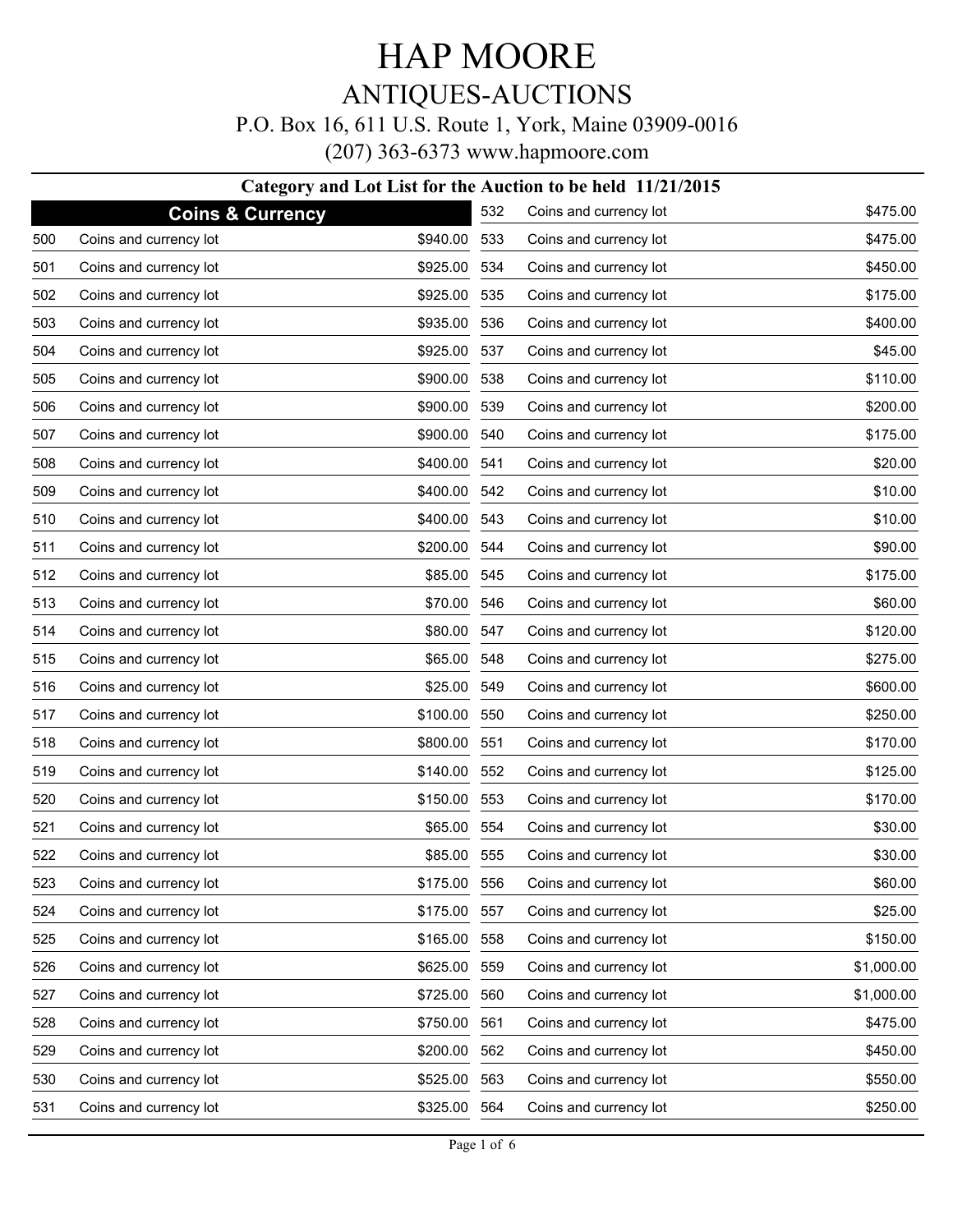# HAP MOORE

## ANTIQUES-AUCTIONS

P.O. Box 16, 611 U.S. Route 1, York, Maine 03909-0016

(207) 363-6373 www.hapmoore.com

### Category and Lot List for the Auction to be held 11/21/2015

## Coins & Currency

| Lot | Description | Price |
|---|---|---|
| 500 | Coins and currency lot | $940.00 |
| 501 | Coins and currency lot | $925.00 |
| 502 | Coins and currency lot | $925.00 |
| 503 | Coins and currency lot | $935.00 |
| 504 | Coins and currency lot | $925.00 |
| 505 | Coins and currency lot | $900.00 |
| 506 | Coins and currency lot | $900.00 |
| 507 | Coins and currency lot | $900.00 |
| 508 | Coins and currency lot | $400.00 |
| 509 | Coins and currency lot | $400.00 |
| 510 | Coins and currency lot | $400.00 |
| 511 | Coins and currency lot | $200.00 |
| 512 | Coins and currency lot | $85.00 |
| 513 | Coins and currency lot | $70.00 |
| 514 | Coins and currency lot | $80.00 |
| 515 | Coins and currency lot | $65.00 |
| 516 | Coins and currency lot | $25.00 |
| 517 | Coins and currency lot | $100.00 |
| 518 | Coins and currency lot | $800.00 |
| 519 | Coins and currency lot | $140.00 |
| 520 | Coins and currency lot | $150.00 |
| 521 | Coins and currency lot | $65.00 |
| 522 | Coins and currency lot | $85.00 |
| 523 | Coins and currency lot | $175.00 |
| 524 | Coins and currency lot | $175.00 |
| 525 | Coins and currency lot | $165.00 |
| 526 | Coins and currency lot | $625.00 |
| 527 | Coins and currency lot | $725.00 |
| 528 | Coins and currency lot | $750.00 |
| 529 | Coins and currency lot | $200.00 |
| 530 | Coins and currency lot | $525.00 |
| 531 | Coins and currency lot | $325.00 |
| 532 | Coins and currency lot | $475.00 |
| 533 | Coins and currency lot | $475.00 |
| 534 | Coins and currency lot | $450.00 |
| 535 | Coins and currency lot | $175.00 |
| 536 | Coins and currency lot | $400.00 |
| 537 | Coins and currency lot | $45.00 |
| 538 | Coins and currency lot | $110.00 |
| 539 | Coins and currency lot | $200.00 |
| 540 | Coins and currency lot | $175.00 |
| 541 | Coins and currency lot | $20.00 |
| 542 | Coins and currency lot | $10.00 |
| 543 | Coins and currency lot | $10.00 |
| 544 | Coins and currency lot | $90.00 |
| 545 | Coins and currency lot | $175.00 |
| 546 | Coins and currency lot | $60.00 |
| 547 | Coins and currency lot | $120.00 |
| 548 | Coins and currency lot | $275.00 |
| 549 | Coins and currency lot | $600.00 |
| 550 | Coins and currency lot | $250.00 |
| 551 | Coins and currency lot | $170.00 |
| 552 | Coins and currency lot | $125.00 |
| 553 | Coins and currency lot | $170.00 |
| 554 | Coins and currency lot | $30.00 |
| 555 | Coins and currency lot | $30.00 |
| 556 | Coins and currency lot | $60.00 |
| 557 | Coins and currency lot | $25.00 |
| 558 | Coins and currency lot | $150.00 |
| 559 | Coins and currency lot | $1,000.00 |
| 560 | Coins and currency lot | $1,000.00 |
| 561 | Coins and currency lot | $475.00 |
| 562 | Coins and currency lot | $450.00 |
| 563 | Coins and currency lot | $550.00 |
| 564 | Coins and currency lot | $250.00 |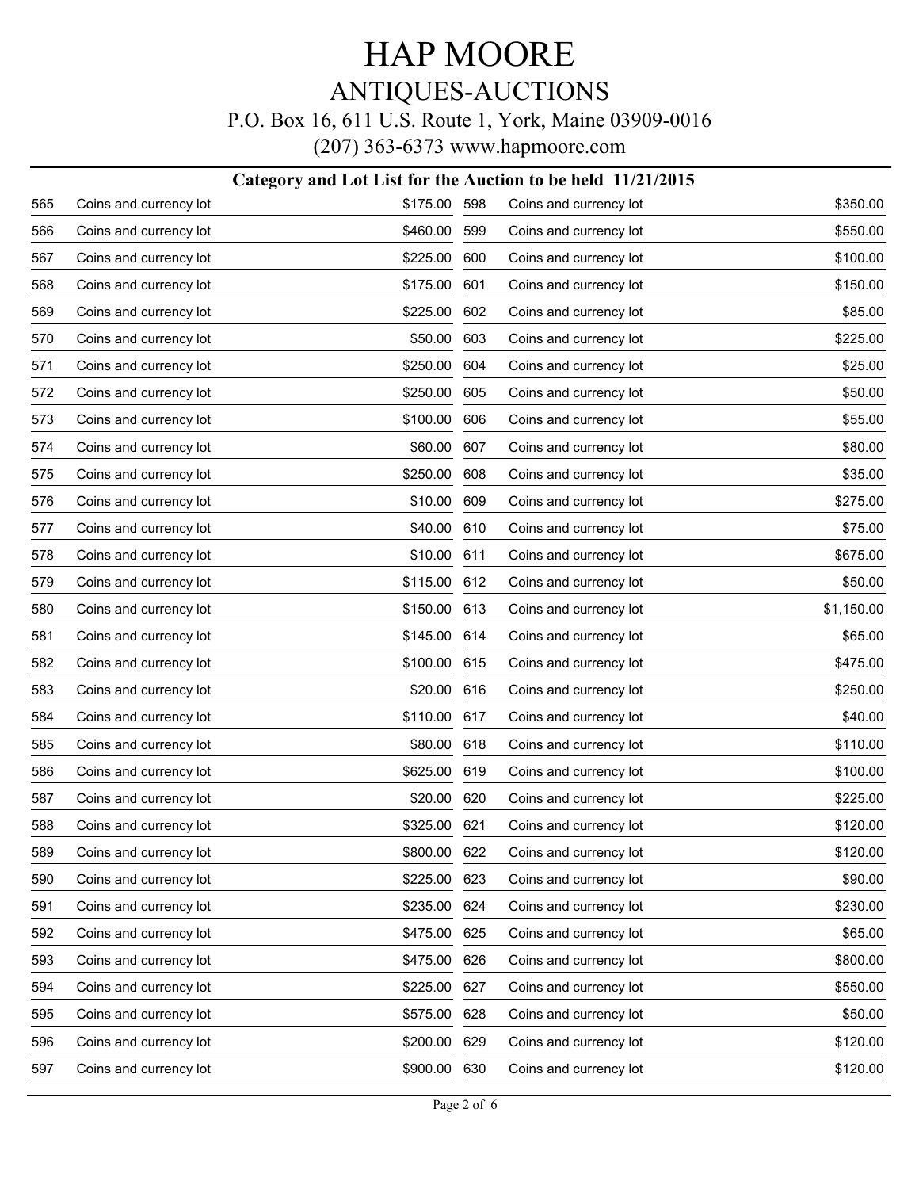# HAP MOORE

## ANTIQUES-AUCTIONS

P.O. Box 16, 611 U.S. Route 1, York, Maine 03909-0016

(207) 363-6373 www.hapmoore.com

### Category and Lot List for the Auction to be held 11/21/2015

| Lot | Description | Price |
|---|---|---|
| 565 | Coins and currency lot | $175.00 |
| 566 | Coins and currency lot | $460.00 |
| 567 | Coins and currency lot | $225.00 |
| 568 | Coins and currency lot | $175.00 |
| 569 | Coins and currency lot | $225.00 |
| 570 | Coins and currency lot | $50.00 |
| 571 | Coins and currency lot | $250.00 |
| 572 | Coins and currency lot | $250.00 |
| 573 | Coins and currency lot | $100.00 |
| 574 | Coins and currency lot | $60.00 |
| 575 | Coins and currency lot | $250.00 |
| 576 | Coins and currency lot | $10.00 |
| 577 | Coins and currency lot | $40.00 |
| 578 | Coins and currency lot | $10.00 |
| 579 | Coins and currency lot | $115.00 |
| 580 | Coins and currency lot | $150.00 |
| 581 | Coins and currency lot | $145.00 |
| 582 | Coins and currency lot | $100.00 |
| 583 | Coins and currency lot | $20.00 |
| 584 | Coins and currency lot | $110.00 |
| 585 | Coins and currency lot | $80.00 |
| 586 | Coins and currency lot | $625.00 |
| 587 | Coins and currency lot | $20.00 |
| 588 | Coins and currency lot | $325.00 |
| 589 | Coins and currency lot | $800.00 |
| 590 | Coins and currency lot | $225.00 |
| 591 | Coins and currency lot | $235.00 |
| 592 | Coins and currency lot | $475.00 |
| 593 | Coins and currency lot | $475.00 |
| 594 | Coins and currency lot | $225.00 |
| 595 | Coins and currency lot | $575.00 |
| 596 | Coins and currency lot | $200.00 |
| 597 | Coins and currency lot | $900.00 |
| 598 | Coins and currency lot | $350.00 |
| 599 | Coins and currency lot | $550.00 |
| 600 | Coins and currency lot | $100.00 |
| 601 | Coins and currency lot | $150.00 |
| 602 | Coins and currency lot | $85.00 |
| 603 | Coins and currency lot | $225.00 |
| 604 | Coins and currency lot | $25.00 |
| 605 | Coins and currency lot | $50.00 |
| 606 | Coins and currency lot | $55.00 |
| 607 | Coins and currency lot | $80.00 |
| 608 | Coins and currency lot | $35.00 |
| 609 | Coins and currency lot | $275.00 |
| 610 | Coins and currency lot | $75.00 |
| 611 | Coins and currency lot | $675.00 |
| 612 | Coins and currency lot | $50.00 |
| 613 | Coins and currency lot | $1,150.00 |
| 614 | Coins and currency lot | $65.00 |
| 615 | Coins and currency lot | $475.00 |
| 616 | Coins and currency lot | $250.00 |
| 617 | Coins and currency lot | $40.00 |
| 618 | Coins and currency lot | $110.00 |
| 619 | Coins and currency lot | $100.00 |
| 620 | Coins and currency lot | $225.00 |
| 621 | Coins and currency lot | $120.00 |
| 622 | Coins and currency lot | $120.00 |
| 623 | Coins and currency lot | $90.00 |
| 624 | Coins and currency lot | $230.00 |
| 625 | Coins and currency lot | $65.00 |
| 626 | Coins and currency lot | $800.00 |
| 627 | Coins and currency lot | $550.00 |
| 628 | Coins and currency lot | $50.00 |
| 629 | Coins and currency lot | $120.00 |
| 630 | Coins and currency lot | $120.00 |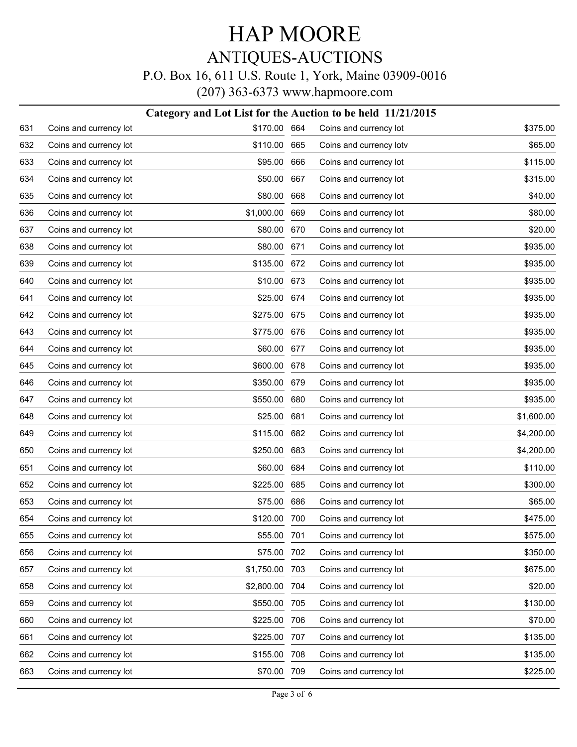# HAP MOORE

## ANTIQUES-AUCTIONS

P.O. Box 16, 611 U.S. Route 1, York, Maine 03909-0016

(207) 363-6373 www.hapmoore.com

### Category and Lot List for the Auction to be held 11/21/2015

| Lot | Description | Price |
|---|---|---|
| 631 | Coins and currency lot | $170.00 |
| 632 | Coins and currency lot | $110.00 |
| 633 | Coins and currency lot | $95.00 |
| 634 | Coins and currency lot | $50.00 |
| 635 | Coins and currency lot | $80.00 |
| 636 | Coins and currency lot | $1,000.00 |
| 637 | Coins and currency lot | $80.00 |
| 638 | Coins and currency lot | $80.00 |
| 639 | Coins and currency lot | $135.00 |
| 640 | Coins and currency lot | $10.00 |
| 641 | Coins and currency lot | $25.00 |
| 642 | Coins and currency lot | $275.00 |
| 643 | Coins and currency lot | $775.00 |
| 644 | Coins and currency lot | $60.00 |
| 645 | Coins and currency lot | $600.00 |
| 646 | Coins and currency lot | $350.00 |
| 647 | Coins and currency lot | $550.00 |
| 648 | Coins and currency lot | $25.00 |
| 649 | Coins and currency lot | $115.00 |
| 650 | Coins and currency lot | $250.00 |
| 651 | Coins and currency lot | $60.00 |
| 652 | Coins and currency lot | $225.00 |
| 653 | Coins and currency lot | $75.00 |
| 654 | Coins and currency lot | $120.00 |
| 655 | Coins and currency lot | $55.00 |
| 656 | Coins and currency lot | $75.00 |
| 657 | Coins and currency lot | $1,750.00 |
| 658 | Coins and currency lot | $2,800.00 |
| 659 | Coins and currency lot | $550.00 |
| 660 | Coins and currency lot | $225.00 |
| 661 | Coins and currency lot | $225.00 |
| 662 | Coins and currency lot | $155.00 |
| 663 | Coins and currency lot | $70.00 |
| 664 | Coins and currency lot | $375.00 |
| 665 | Coins and currency lotv | $65.00 |
| 666 | Coins and currency lot | $115.00 |
| 667 | Coins and currency lot | $315.00 |
| 668 | Coins and currency lot | $40.00 |
| 669 | Coins and currency lot | $80.00 |
| 670 | Coins and currency lot | $20.00 |
| 671 | Coins and currency lot | $935.00 |
| 672 | Coins and currency lot | $935.00 |
| 673 | Coins and currency lot | $935.00 |
| 674 | Coins and currency lot | $935.00 |
| 675 | Coins and currency lot | $935.00 |
| 676 | Coins and currency lot | $935.00 |
| 677 | Coins and currency lot | $935.00 |
| 678 | Coins and currency lot | $935.00 |
| 679 | Coins and currency lot | $935.00 |
| 680 | Coins and currency lot | $935.00 |
| 681 | Coins and currency lot | $1,600.00 |
| 682 | Coins and currency lot | $4,200.00 |
| 683 | Coins and currency lot | $4,200.00 |
| 684 | Coins and currency lot | $110.00 |
| 685 | Coins and currency lot | $300.00 |
| 686 | Coins and currency lot | $65.00 |
| 700 | Coins and currency lot | $475.00 |
| 701 | Coins and currency lot | $575.00 |
| 702 | Coins and currency lot | $350.00 |
| 703 | Coins and currency lot | $675.00 |
| 704 | Coins and currency lot | $20.00 |
| 705 | Coins and currency lot | $130.00 |
| 706 | Coins and currency lot | $70.00 |
| 707 | Coins and currency lot | $135.00 |
| 708 | Coins and currency lot | $135.00 |
| 709 | Coins and currency lot | $225.00 |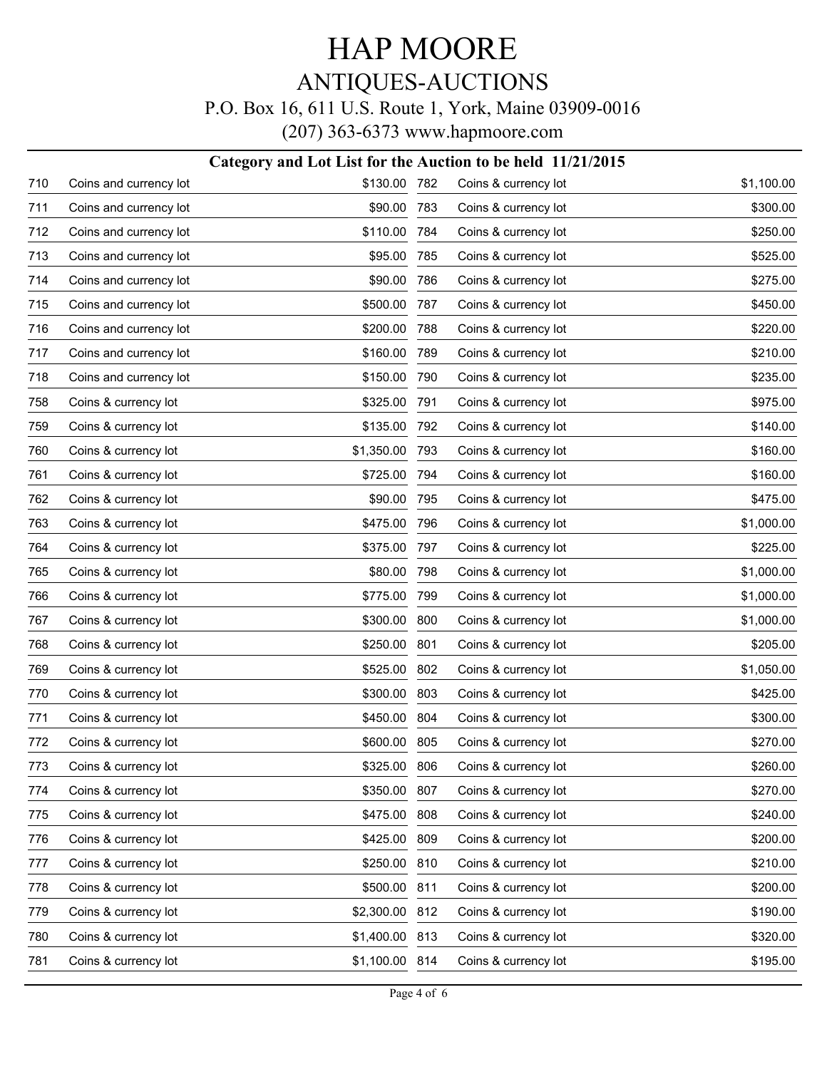# HAP MOORE

## ANTIQUES-AUCTIONS

P.O. Box 16, 611 U.S. Route 1, York, Maine 03909-0016

(207) 363-6373 www.hapmoore.com

### Category and Lot List for the Auction to be held 11/21/2015

| Lot | Description | Price |
|---|---|---|
| 710 | Coins and currency lot | $130.00 |
| 711 | Coins and currency lot | $90.00 |
| 712 | Coins and currency lot | $110.00 |
| 713 | Coins and currency lot | $95.00 |
| 714 | Coins and currency lot | $90.00 |
| 715 | Coins and currency lot | $500.00 |
| 716 | Coins and currency lot | $200.00 |
| 717 | Coins and currency lot | $160.00 |
| 718 | Coins and currency lot | $150.00 |
| 758 | Coins & currency lot | $325.00 |
| 759 | Coins & currency lot | $135.00 |
| 760 | Coins & currency lot | $1,350.00 |
| 761 | Coins & currency lot | $725.00 |
| 762 | Coins & currency lot | $90.00 |
| 763 | Coins & currency lot | $475.00 |
| 764 | Coins & currency lot | $375.00 |
| 765 | Coins & currency lot | $80.00 |
| 766 | Coins & currency lot | $775.00 |
| 767 | Coins & currency lot | $300.00 |
| 768 | Coins & currency lot | $250.00 |
| 769 | Coins & currency lot | $525.00 |
| 770 | Coins & currency lot | $300.00 |
| 771 | Coins & currency lot | $450.00 |
| 772 | Coins & currency lot | $600.00 |
| 773 | Coins & currency lot | $325.00 |
| 774 | Coins & currency lot | $350.00 |
| 775 | Coins & currency lot | $475.00 |
| 776 | Coins & currency lot | $425.00 |
| 777 | Coins & currency lot | $250.00 |
| 778 | Coins & currency lot | $500.00 |
| 779 | Coins & currency lot | $2,300.00 |
| 780 | Coins & currency lot | $1,400.00 |
| 781 | Coins & currency lot | $1,100.00 |
| 782 | Coins & currency lot | $1,100.00 |
| 783 | Coins & currency lot | $300.00 |
| 784 | Coins & currency lot | $250.00 |
| 785 | Coins & currency lot | $525.00 |
| 786 | Coins & currency lot | $275.00 |
| 787 | Coins & currency lot | $450.00 |
| 788 | Coins & currency lot | $220.00 |
| 789 | Coins & currency lot | $210.00 |
| 790 | Coins & currency lot | $235.00 |
| 791 | Coins & currency lot | $975.00 |
| 792 | Coins & currency lot | $140.00 |
| 793 | Coins & currency lot | $160.00 |
| 794 | Coins & currency lot | $160.00 |
| 795 | Coins & currency lot | $475.00 |
| 796 | Coins & currency lot | $1,000.00 |
| 797 | Coins & currency lot | $225.00 |
| 798 | Coins & currency lot | $1,000.00 |
| 799 | Coins & currency lot | $1,000.00 |
| 800 | Coins & currency lot | $1,000.00 |
| 801 | Coins & currency lot | $205.00 |
| 802 | Coins & currency lot | $1,050.00 |
| 803 | Coins & currency lot | $425.00 |
| 804 | Coins & currency lot | $300.00 |
| 805 | Coins & currency lot | $270.00 |
| 806 | Coins & currency lot | $260.00 |
| 807 | Coins & currency lot | $270.00 |
| 808 | Coins & currency lot | $240.00 |
| 809 | Coins & currency lot | $200.00 |
| 810 | Coins & currency lot | $210.00 |
| 811 | Coins & currency lot | $200.00 |
| 812 | Coins & currency lot | $190.00 |
| 813 | Coins & currency lot | $320.00 |
| 814 | Coins & currency lot | $195.00 |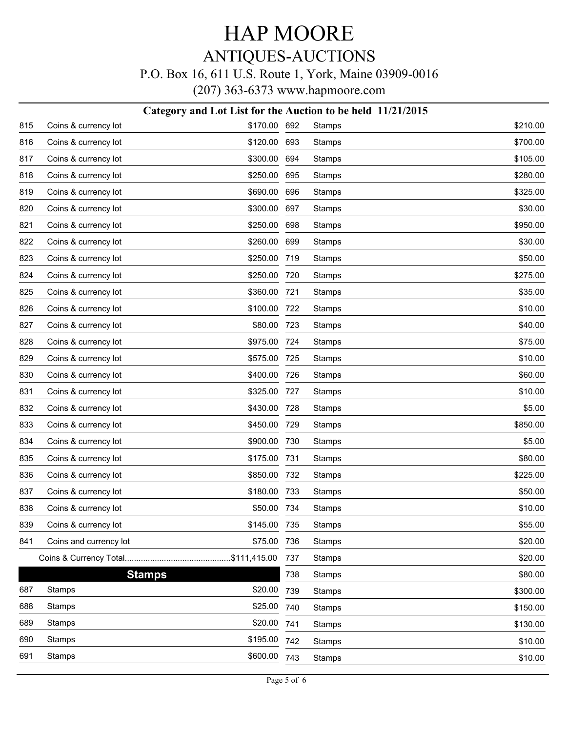# HAP MOORE
## ANTIQUES-AUCTIONS
P.O. Box 16, 611 U.S. Route 1, York, Maine 03909-0016

(207) 363-6373 www.hapmoore.com

### Category and Lot List for the Auction to be held 11/21/2015

| Lot | Description | Price |
|---|---|---|
| 815 | Coins & currency lot | $170.00 |
| 816 | Coins & currency lot | $120.00 |
| 817 | Coins & currency lot | $300.00 |
| 818 | Coins & currency lot | $250.00 |
| 819 | Coins & currency lot | $690.00 |
| 820 | Coins & currency lot | $300.00 |
| 821 | Coins & currency lot | $250.00 |
| 822 | Coins & currency lot | $260.00 |
| 823 | Coins & currency lot | $250.00 |
| 824 | Coins & currency lot | $250.00 |
| 825 | Coins & currency lot | $360.00 |
| 826 | Coins & currency lot | $100.00 |
| 827 | Coins & currency lot | $80.00 |
| 828 | Coins & currency lot | $975.00 |
| 829 | Coins & currency lot | $575.00 |
| 830 | Coins & currency lot | $400.00 |
| 831 | Coins & currency lot | $325.00 |
| 832 | Coins & currency lot | $430.00 |
| 833 | Coins & currency lot | $450.00 |
| 834 | Coins & currency lot | $900.00 |
| 835 | Coins & currency lot | $175.00 |
| 836 | Coins & currency lot | $850.00 |
| 837 | Coins & currency lot | $180.00 |
| 838 | Coins & currency lot | $50.00 |
| 839 | Coins & currency lot | $145.00 |
| 841 | Coins and currency lot | $75.00 |

Coins & Currency Total..............................................$111,415.00

### Stamps

| Lot | Description | Price |
|---|---|---|
| 687 | Stamps | $20.00 |
| 688 | Stamps | $25.00 |
| 689 | Stamps | $20.00 |
| 690 | Stamps | $195.00 |
| 691 | Stamps | $600.00 |
| 692 | Stamps | $210.00 |
| 693 | Stamps | $700.00 |
| 694 | Stamps | $105.00 |
| 695 | Stamps | $280.00 |
| 696 | Stamps | $325.00 |
| 697 | Stamps | $30.00 |
| 698 | Stamps | $950.00 |
| 699 | Stamps | $30.00 |
| 719 | Stamps | $50.00 |
| 720 | Stamps | $275.00 |
| 721 | Stamps | $35.00 |
| 722 | Stamps | $10.00 |
| 723 | Stamps | $40.00 |
| 724 | Stamps | $75.00 |
| 725 | Stamps | $10.00 |
| 726 | Stamps | $60.00 |
| 727 | Stamps | $10.00 |
| 728 | Stamps | $5.00 |
| 729 | Stamps | $850.00 |
| 730 | Stamps | $5.00 |
| 731 | Stamps | $80.00 |
| 732 | Stamps | $225.00 |
| 733 | Stamps | $50.00 |
| 734 | Stamps | $10.00 |
| 735 | Stamps | $55.00 |
| 736 | Stamps | $20.00 |
| 737 | Stamps | $20.00 |
| 738 | Stamps | $80.00 |
| 739 | Stamps | $300.00 |
| 740 | Stamps | $150.00 |
| 741 | Stamps | $130.00 |
| 742 | Stamps | $10.00 |
| 743 | Stamps | $10.00 |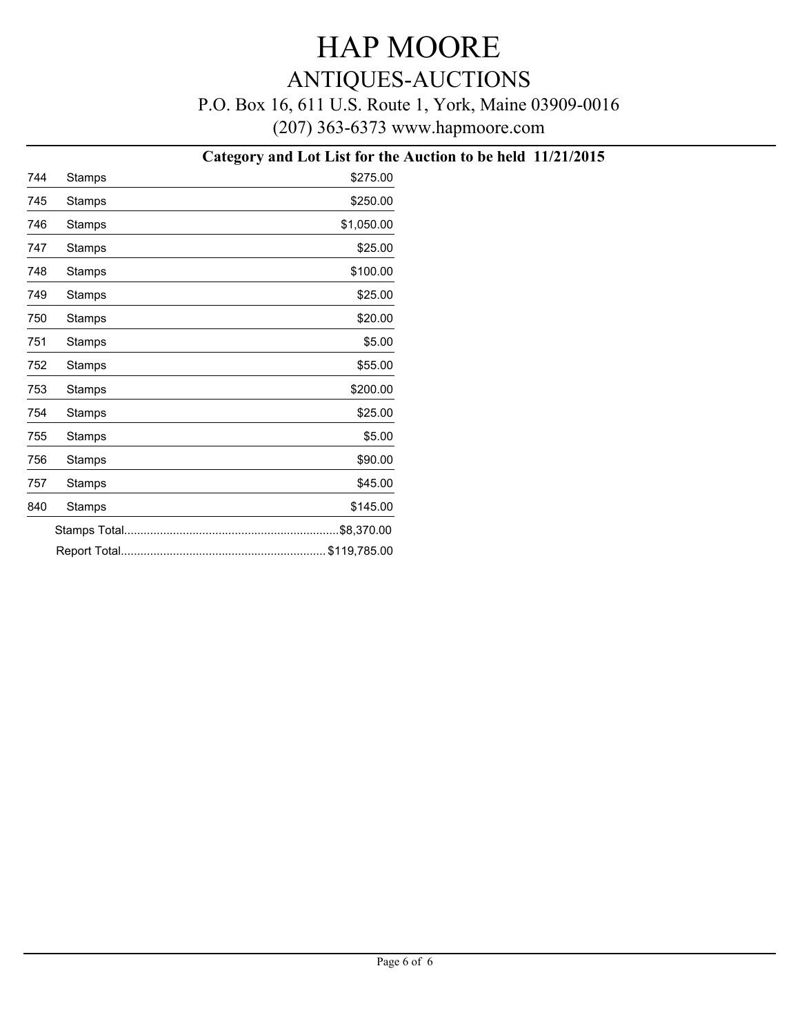# HAP MOORE

## ANTIQUES-AUCTIONS

P.O. Box 16, 611 U.S. Route 1, York, Maine 03909-0016

(207) 363-6373 www.hapmoore.com

### Category and Lot List for the Auction to be held 11/21/2015

| | | |
|---|---|---|
| 744 | Stamps | $275.00 |
| 745 | Stamps | $250.00 |
| 746 | Stamps | $1,050.00 |
| 747 | Stamps | $25.00 |
| 748 | Stamps | $100.00 |
| 749 | Stamps | $25.00 |
| 750 | Stamps | $20.00 |
| 751 | Stamps | $5.00 |
| 752 | Stamps | $55.00 |
| 753 | Stamps | $200.00 |
| 754 | Stamps | $25.00 |
| 755 | Stamps | $5.00 |
| 756 | Stamps | $90.00 |
| 757 | Stamps | $45.00 |
| 840 | Stamps | $145.00 |

Stamps Total.................................................................$8,370.00

Report Total.............................................................. $119,785.00